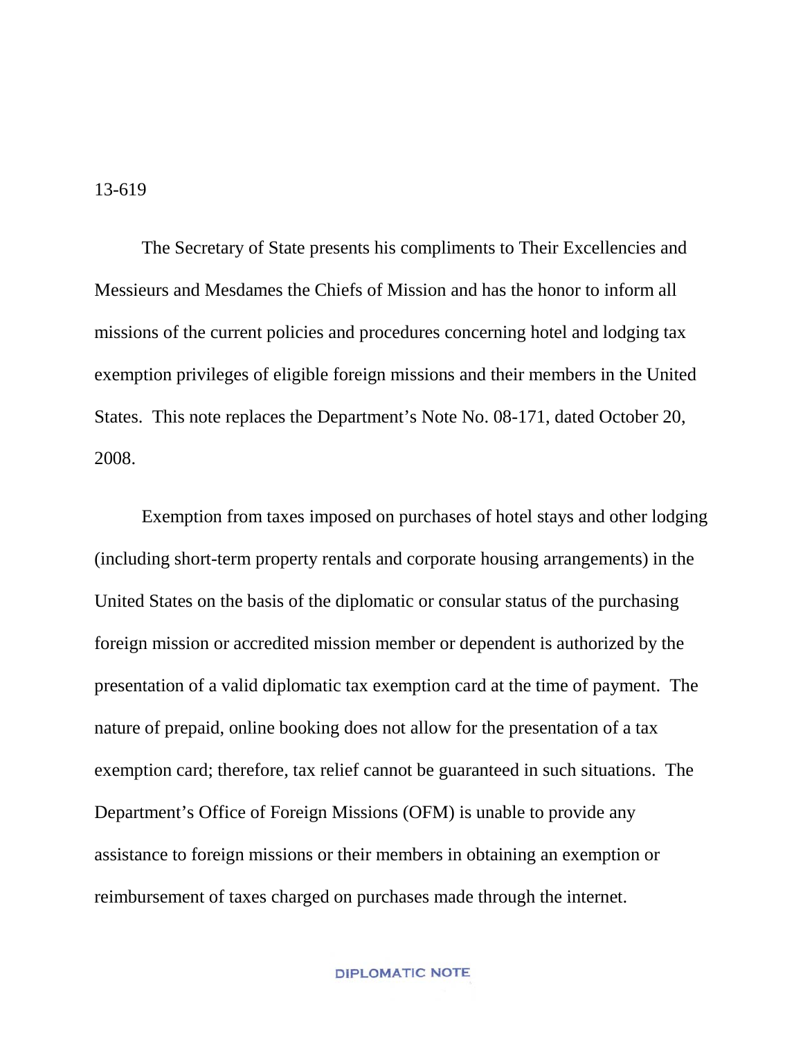13-619

The Secretary of State presents his compliments to Their Excellencies and Messieurs and Mesdames the Chiefs of Mission and has the honor to inform all missions of the current policies and procedures concerning hotel and lodging tax exemption privileges of eligible foreign missions and their members in the United States. This note replaces the Department's Note No. 08-171, dated October 20, 2008.

Exemption from taxes imposed on purchases of hotel stays and other lodging (including short-term property rentals and corporate housing arrangements) in the United States on the basis of the diplomatic or consular status of the purchasing foreign mission or accredited mission member or dependent is authorized by the presentation of a valid diplomatic tax exemption card at the time of payment. The nature of prepaid, online booking does not allow for the presentation of a tax exemption card; therefore, tax relief cannot be guaranteed in such situations. The Department's Office of Foreign Missions (OFM) is unable to provide any assistance to foreign missions or their members in obtaining an exemption or reimbursement of taxes charged on purchases made through the internet.

DIPLOMATIC NOTE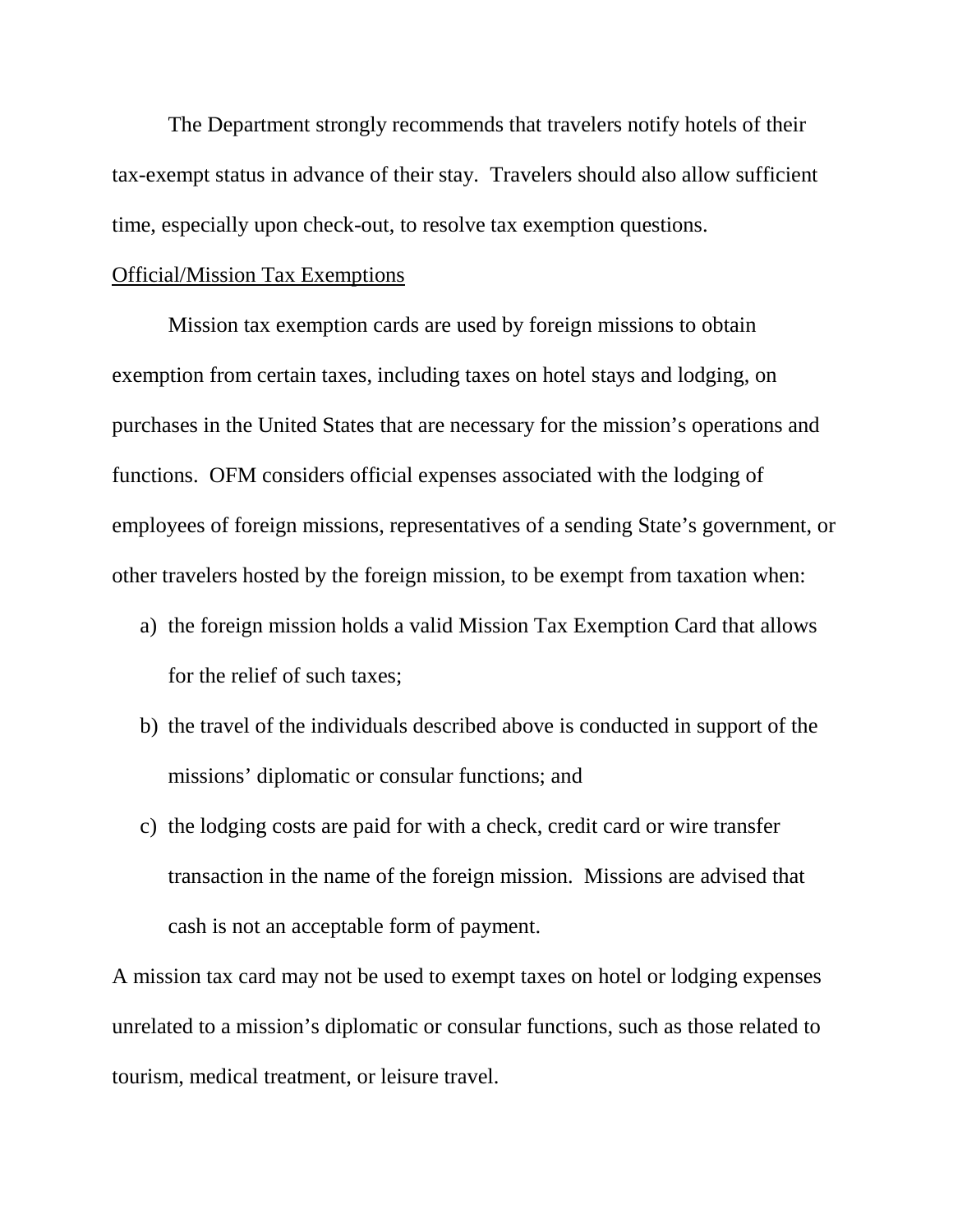The Department strongly recommends that travelers notify hotels of their tax-exempt status in advance of their stay. Travelers should also allow sufficient time, especially upon check-out, to resolve tax exemption questions.

<u>Official/Mission Tax Exemptions</u>

Mission tax exemption cards are used by foreign missions to obtain exemption from certain taxes, including taxes on hotel stays and lodging, on purchases in the United States that are necessary for the mission's operations and functions. OFM considers official expenses associated with the lodging of employees of foreign missions, representatives of a sending State's government, or other travelers hosted by the foreign mission, to be exempt from taxation when:

a) the foreign mission holds a valid Mission Tax Exemption Card that allows for the relief of such taxes;
b) the travel of the individuals described above is conducted in support of the missions' diplomatic or consular functions; and
c) the lodging costs are paid for with a check, credit card or wire transfer transaction in the name of the foreign mission. Missions are advised that cash is not an acceptable form of payment.

A mission tax card may not be used to exempt taxes on hotel or lodging expenses unrelated to a mission's diplomatic or consular functions, such as those related to tourism, medical treatment, or leisure travel.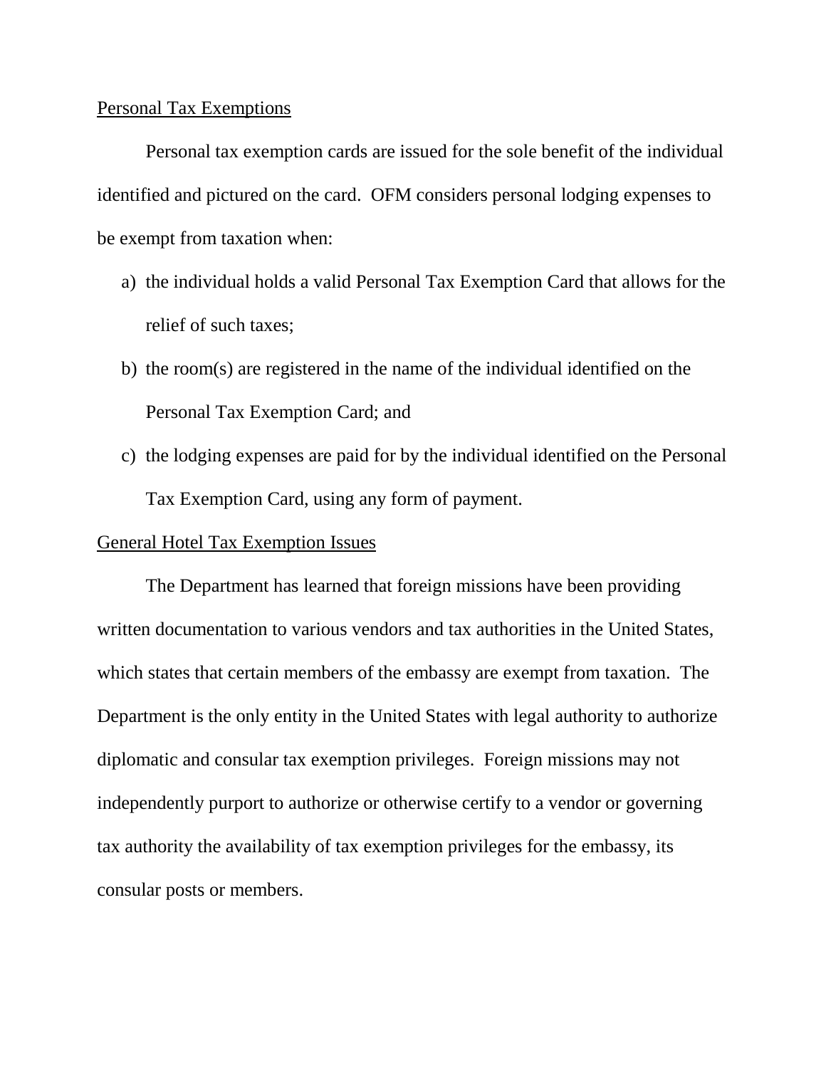## Personal Tax Exemptions

Personal tax exemption cards are issued for the sole benefit of the individual identified and pictured on the card. OFM considers personal lodging expenses to be exempt from taxation when:

a) the individual holds a valid Personal Tax Exemption Card that allows for the relief of such taxes;

b) the room(s) are registered in the name of the individual identified on the Personal Tax Exemption Card; and

c) the lodging expenses are paid for by the individual identified on the Personal Tax Exemption Card, using any form of payment.

## General Hotel Tax Exemption Issues

The Department has learned that foreign missions have been providing written documentation to various vendors and tax authorities in the United States, which states that certain members of the embassy are exempt from taxation. The Department is the only entity in the United States with legal authority to authorize diplomatic and consular tax exemption privileges. Foreign missions may not independently purport to authorize or otherwise certify to a vendor or governing tax authority the availability of tax exemption privileges for the embassy, its consular posts or members.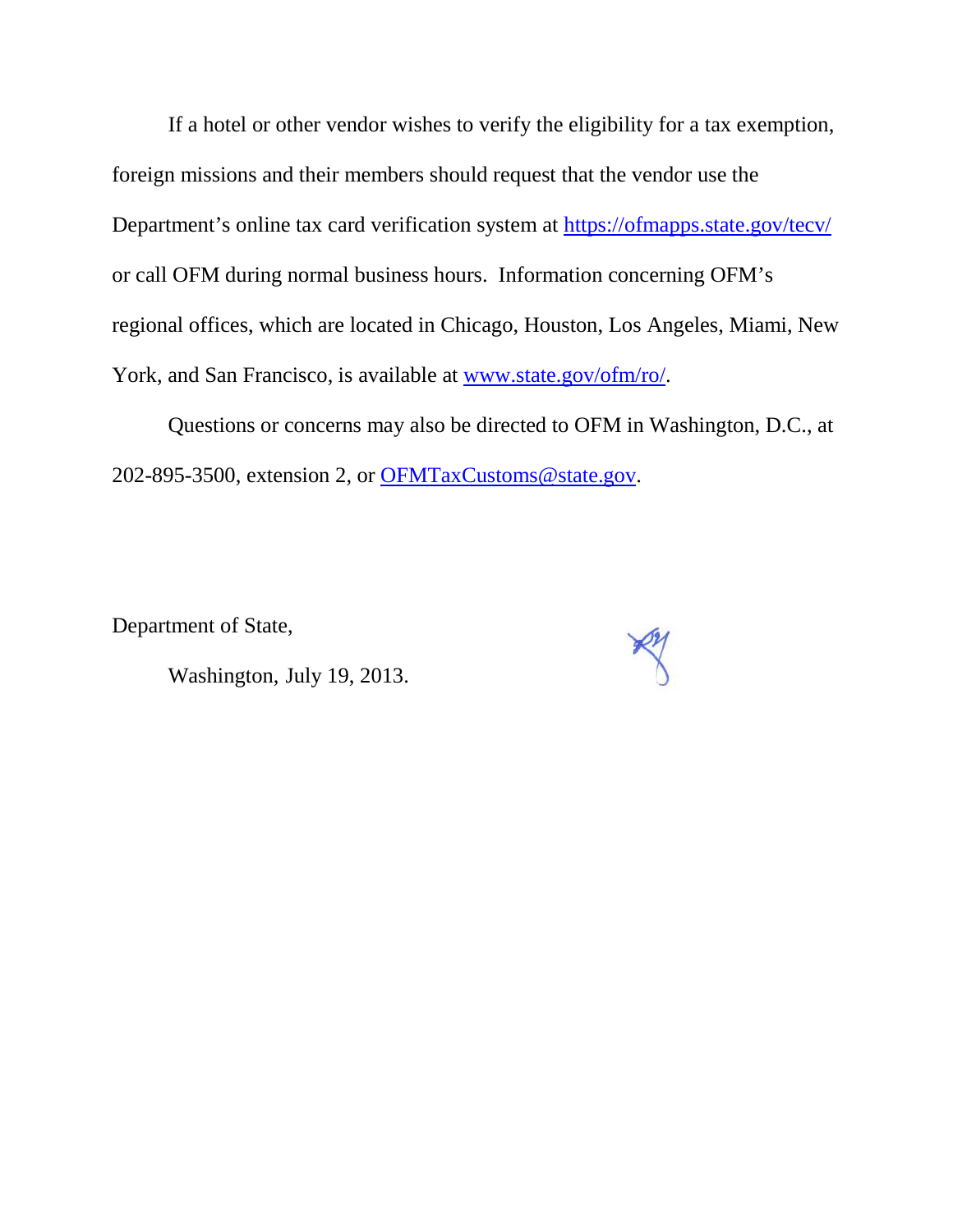If a hotel or other vendor wishes to verify the eligibility for a tax exemption, foreign missions and their members should request that the vendor use the Department's online tax card verification system at https://ofmapps.state.gov/tecv/ or call OFM during normal business hours. Information concerning OFM's regional offices, which are located in Chicago, Houston, Los Angeles, Miami, New York, and San Francisco, is available at www.state.gov/ofm/ro/.

Questions or concerns may also be directed to OFM in Washington, D.C., at 202-895-3500, extension 2, or OFMTaxCustoms@state.gov.

Department of State,

Washington, July 19, 2013.